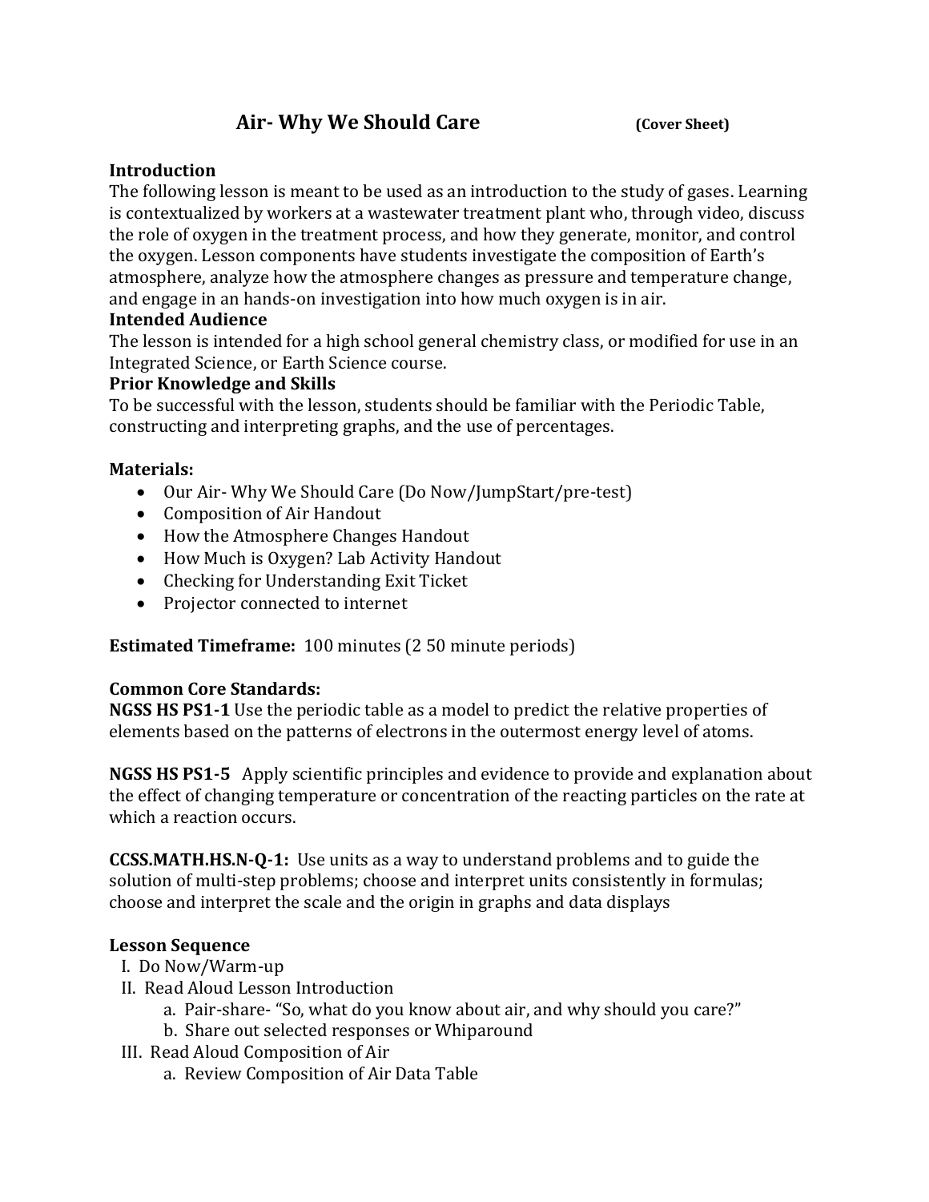# Air- Why We Should Care (Cover Sheet)

**Introduction**

The following lesson is meant to be used as an introduction to the study of gases. Learning is contextualized by workers at a wastewater treatment plant who, through video, discuss the role of oxygen in the treatment process, and how they generate, monitor, and control the oxygen. Lesson components have students investigate the composition of Earth's atmosphere, analyze how the atmosphere changes as pressure and temperature change, and engage in an hands-on investigation into how much oxygen is in air.

**Intended Audience**

The lesson is intended for a high school general chemistry class, or modified for use in an Integrated Science, or Earth Science course.

**Prior Knowledge and Skills**

To be successful with the lesson, students should be familiar with the Periodic Table, constructing and interpreting graphs, and the use of percentages.

**Materials:**

- Our Air- Why We Should Care (Do Now/JumpStart/pre-test)
- Composition of Air Handout
- How the Atmosphere Changes Handout
- How Much is Oxygen? Lab Activity Handout
- Checking for Understanding Exit Ticket
- Projector connected to internet

**Estimated Timeframe:** 100 minutes (2 50 minute periods)

**Common Core Standards:**

**NGSS HS PS1-1** Use the periodic table as a model to predict the relative properties of elements based on the patterns of electrons in the outermost energy level of atoms.

**NGSS HS PS1-5** Apply scientific principles and evidence to provide and explanation about the effect of changing temperature or concentration of the reacting particles on the rate at which a reaction occurs.

**CCSS.MATH.HS.N-Q-1:** Use units as a way to understand problems and to guide the solution of multi-step problems; choose and interpret units consistently in formulas; choose and interpret the scale and the origin in graphs and data displays

**Lesson Sequence**

I. Do Now/Warm-up

II. Read Aloud Lesson Introduction
   a. Pair-share- "So, what do you know about air, and why should you care?"
   b. Share out selected responses or Whiparound

III. Read Aloud Composition of Air
   a. Review Composition of Air Data Table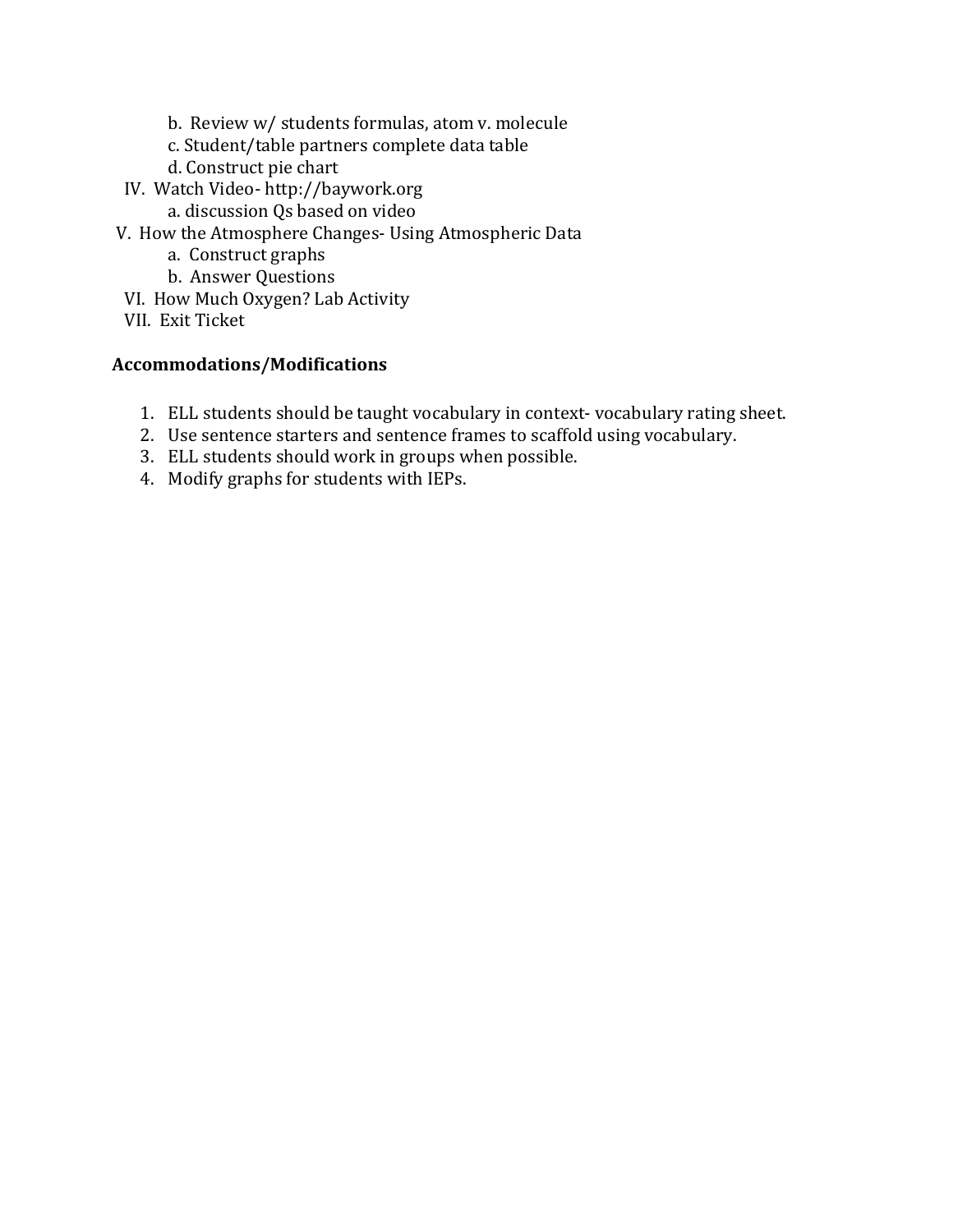b. Review w/ students formulas, atom v. molecule
   c. Student/table partners complete data table
   d. Construct pie chart

IV. Watch Video- http://baywork.org
   a. discussion Qs based on video

V. How the Atmosphere Changes- Using Atmospheric Data
   a. Construct graphs
   b. Answer Questions

VI. How Much Oxygen? Lab Activity

VII. Exit Ticket

**Accommodations/Modifications**

1. ELL students should be taught vocabulary in context- vocabulary rating sheet.
2. Use sentence starters and sentence frames to scaffold using vocabulary.
3. ELL students should work in groups when possible.
4. Modify graphs for students with IEPs.